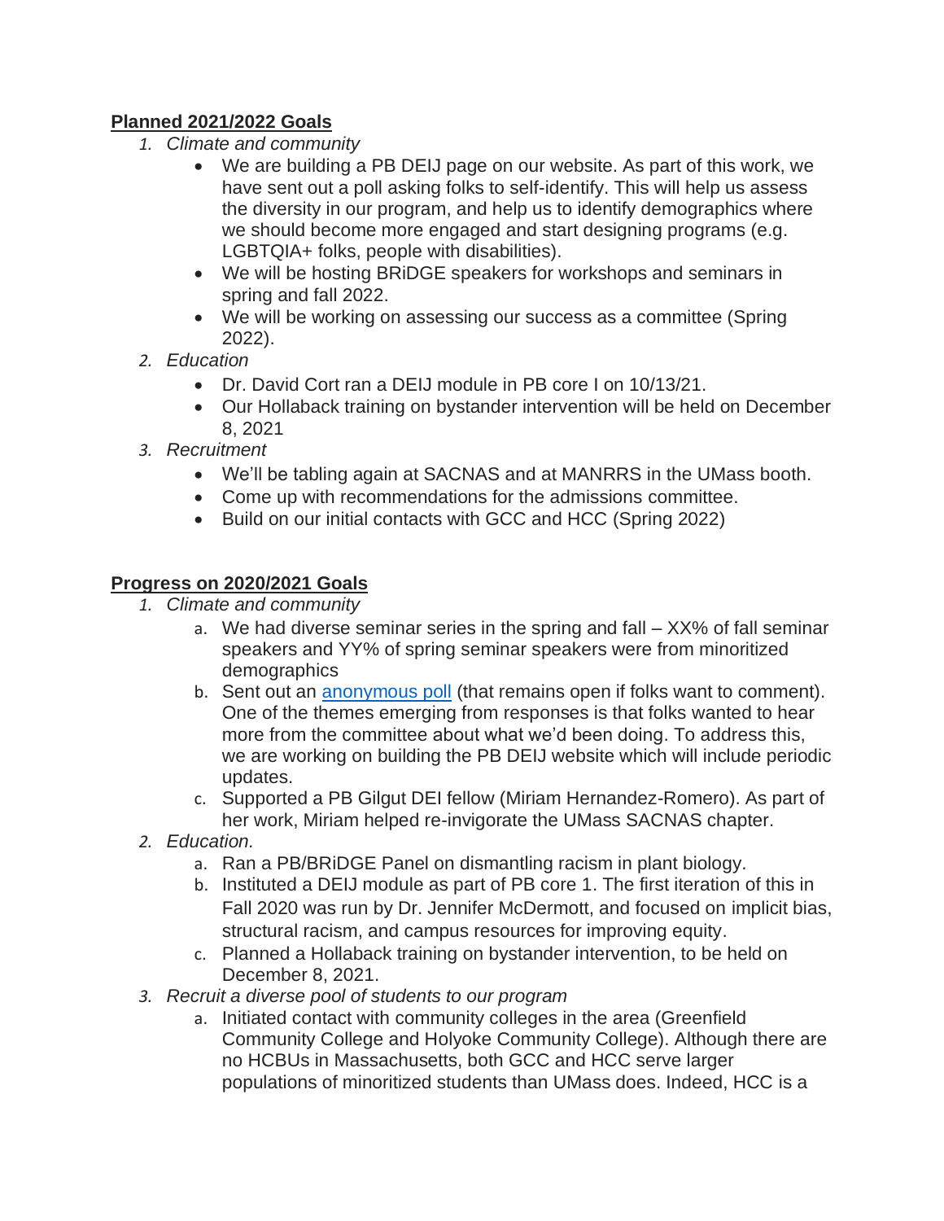**Planned 2021/2022 Goals**

1. *Climate and community*
    - We are building a PB DEIJ page on our website. As part of this work, we have sent out a poll asking folks to self-identify. This will help us assess the diversity in our program, and help us to identify demographics where we should become more engaged and start designing programs (e.g. LGBTQIA+ folks, people with disabilities).
    - We will be hosting BRiDGE speakers for workshops and seminars in spring and fall 2022.
    - We will be working on assessing our success as a committee (Spring 2022).
2. *Education*
    - Dr. David Cort ran a DEIJ module in PB core I on 10/13/21.
    - Our Hollaback training on bystander intervention will be held on December 8, 2021
3. *Recruitment*
    - We'll be tabling again at SACNAS and at MANRRS in the UMass booth.
    - Come up with recommendations for the admissions committee.
    - Build on our initial contacts with GCC and HCC (Spring 2022)

**Progress on 2020/2021 Goals**

1. *Climate and community*
    a. We had diverse seminar series in the spring and fall – XX% of fall seminar speakers and YY% of spring seminar speakers were from minoritized demographics
    b. Sent out an anonymous poll (that remains open if folks want to comment). One of the themes emerging from responses is that folks wanted to hear more from the committee about what we'd been doing. To address this, we are working on building the PB DEIJ website which will include periodic updates.
    c. Supported a PB Gilgut DEI fellow (Miriam Hernandez-Romero). As part of her work, Miriam helped re-invigorate the UMass SACNAS chapter.
2. *Education.*
    a. Ran a PB/BRiDGE Panel on dismantling racism in plant biology.
    b. Instituted a DEIJ module as part of PB core 1. The first iteration of this in Fall 2020 was run by Dr. Jennifer McDermott, and focused on implicit bias, structural racism, and campus resources for improving equity.
    c. Planned a Hollaback training on bystander intervention, to be held on December 8, 2021.
3. *Recruit a diverse pool of students to our program*
    a. Initiated contact with community colleges in the area (Greenfield Community College and Holyoke Community College). Although there are no HCBUs in Massachusetts, both GCC and HCC serve larger populations of minoritized students than UMass does. Indeed, HCC is a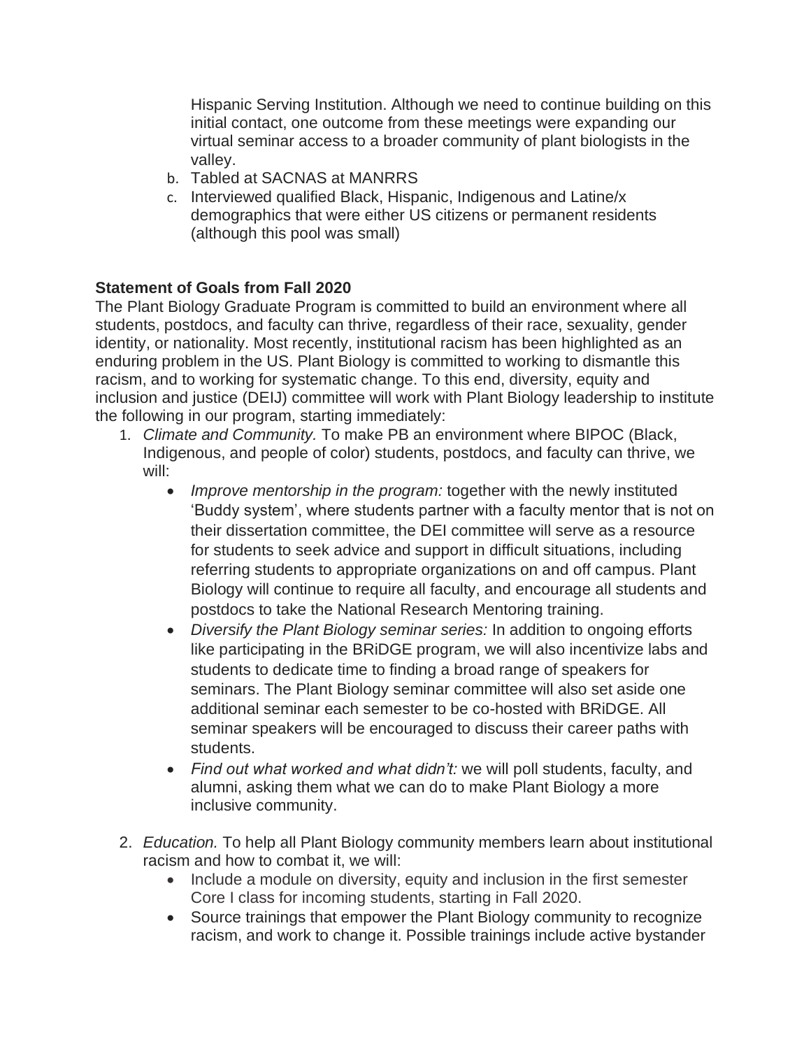Hispanic Serving Institution. Although we need to continue building on this initial contact, one outcome from these meetings were expanding our virtual seminar access to a broader community of plant biologists in the valley.

b. Tabled at SACNAS at MANRRS
c. Interviewed qualified Black, Hispanic, Indigenous and Latine/x demographics that were either US citizens or permanent residents (although this pool was small)

**Statement of Goals from Fall 2020**

The Plant Biology Graduate Program is committed to build an environment where all students, postdocs, and faculty can thrive, regardless of their race, sexuality, gender identity, or nationality. Most recently, institutional racism has been highlighted as an enduring problem in the US. Plant Biology is committed to working to dismantle this racism, and to working for systematic change. To this end, diversity, equity and inclusion and justice (DEIJ) committee will work with Plant Biology leadership to institute the following in our program, starting immediately:

1. *Climate and Community.* To make PB an environment where BIPOC (Black, Indigenous, and people of color) students, postdocs, and faculty can thrive, we will:
   - *Improve mentorship in the program:* together with the newly instituted 'Buddy system', where students partner with a faculty mentor that is not on their dissertation committee, the DEI committee will serve as a resource for students to seek advice and support in difficult situations, including referring students to appropriate organizations on and off campus. Plant Biology will continue to require all faculty, and encourage all students and postdocs to take the National Research Mentoring training.
   - *Diversify the Plant Biology seminar series:* In addition to ongoing efforts like participating in the BRiDGE program, we will also incentivize labs and students to dedicate time to finding a broad range of speakers for seminars. The Plant Biology seminar committee will also set aside one additional seminar each semester to be co-hosted with BRiDGE. All seminar speakers will be encouraged to discuss their career paths with students.
   - *Find out what worked and what didn't:* we will poll students, faculty, and alumni, asking them what we can do to make Plant Biology a more inclusive community.

2. *Education.* To help all Plant Biology community members learn about institutional racism and how to combat it, we will:
   - Include a module on diversity, equity and inclusion in the first semester Core I class for incoming students, starting in Fall 2020.
   - Source trainings that empower the Plant Biology community to recognize racism, and work to change it. Possible trainings include active bystander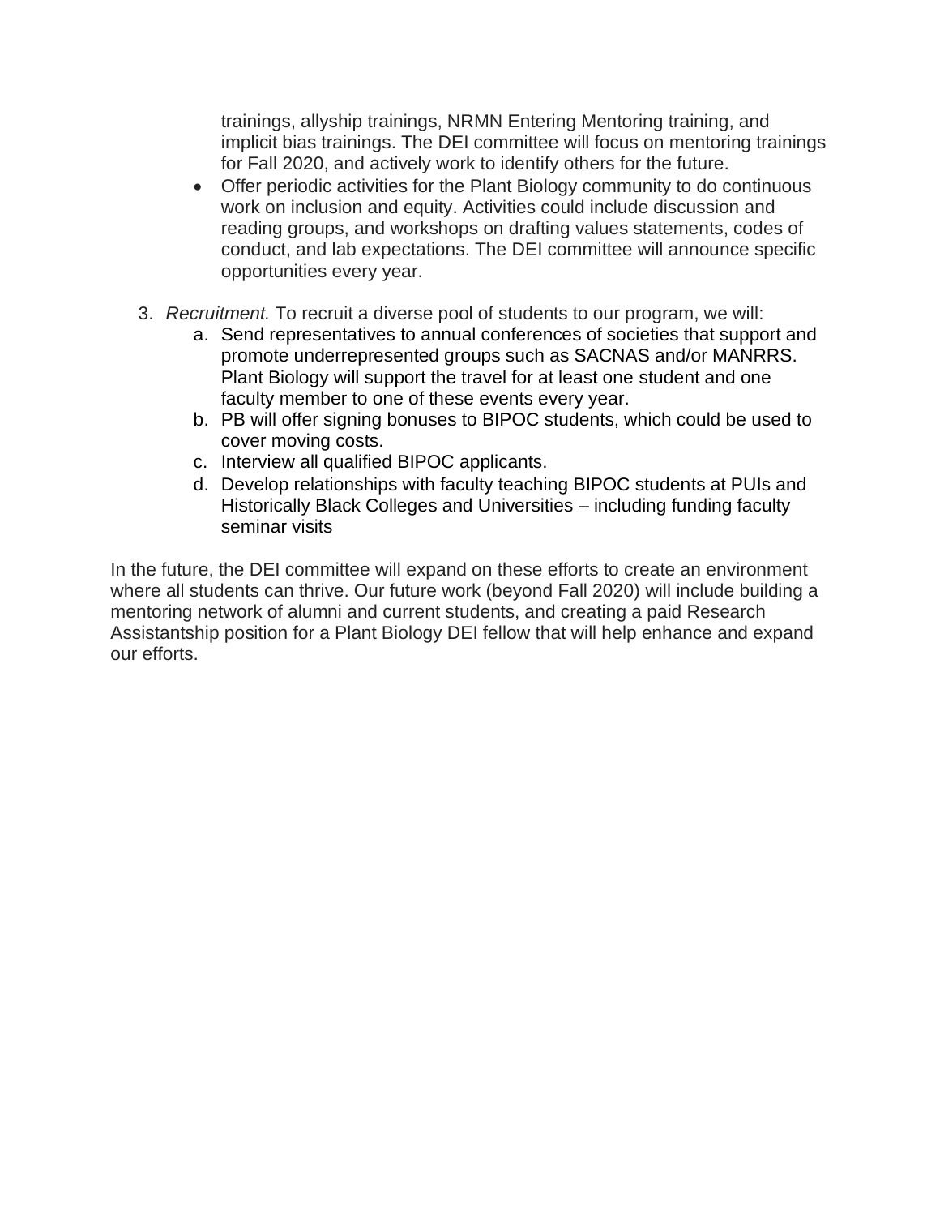trainings, allyship trainings, NRMN Entering Mentoring training, and implicit bias trainings. The DEI committee will focus on mentoring trainings for Fall 2020, and actively work to identify others for the future.

- Offer periodic activities for the Plant Biology community to do continuous work on inclusion and equity. Activities could include discussion and reading groups, and workshops on drafting values statements, codes of conduct, and lab expectations. The DEI committee will announce specific opportunities every year.

3. *Recruitment.* To recruit a diverse pool of students to our program, we will:
   a. Send representatives to annual conferences of societies that support and promote underrepresented groups such as SACNAS and/or MANRRS. Plant Biology will support the travel for at least one student and one faculty member to one of these events every year.
   b. PB will offer signing bonuses to BIPOC students, which could be used to cover moving costs.
   c. Interview all qualified BIPOC applicants.
   d. Develop relationships with faculty teaching BIPOC students at PUIs and Historically Black Colleges and Universities – including funding faculty seminar visits

In the future, the DEI committee will expand on these efforts to create an environment where all students can thrive. Our future work (beyond Fall 2020) will include building a mentoring network of alumni and current students, and creating a paid Research Assistantship position for a Plant Biology DEI fellow that will help enhance and expand our efforts.